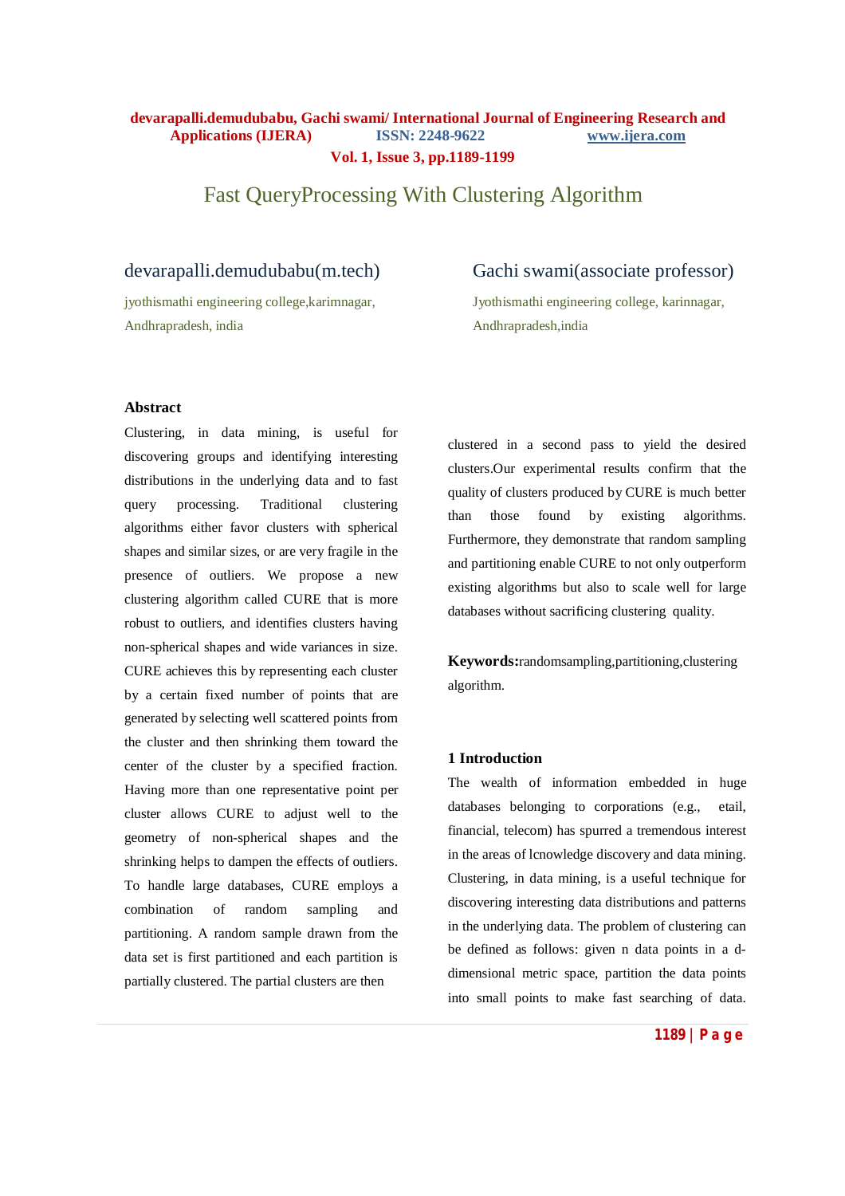# Fast QueryProcessing With Clustering Algorithm

**devarapalli.demudubabu(m.tech)**
jyothismathi engineering college,karimnagar, Andhrapradesh, india

**Gachi swami(associate professor)**
Jyothismathi engineering college, karinnagar, Andhrapradesh,india

## Abstract

Clustering, in data mining, is useful for discovering groups and identifying interesting distributions in the underlying data and to fast query processing. Traditional clustering algorithms either favor clusters with spherical shapes and similar sizes, or are very fragile in the presence of outliers. We propose a new clustering algorithm called CURE that is more robust to outliers, and identifies clusters having non-spherical shapes and wide variances in size. CURE achieves this by representing each cluster by a certain fixed number of points that are generated by selecting well scattered points from the cluster and then shrinking them toward the center of the cluster by a specified fraction. Having more than one representative point per cluster allows CURE to adjust well to the geometry of non-spherical shapes and the shrinking helps to dampen the effects of outliers. To handle large databases, CURE employs a combination of random sampling and partitioning. A random sample drawn from the data set is first partitioned and each partition is partially clustered. The partial clusters are then clustered in a second pass to yield the desired clusters.Our experimental results confirm that the quality of clusters produced by CURE is much better than those found by existing algorithms. Furthermore, they demonstrate that random sampling and partitioning enable CURE to not only outperform existing algorithms but also to scale well for large databases without sacrificing clustering quality.

**Keywords:**randomsampling,partitioning,clustering algorithm.

## 1 Introduction

The wealth of information embedded in huge databases belonging to corporations (e.g., etail, financial, telecom) has spurred a tremendous interest in the areas of lcnowledge discovery and data mining. Clustering, in data mining, is a useful technique for discovering interesting data distributions and patterns in the underlying data. The problem of clustering can be defined as follows: given n data points in a d-dimensional metric space, partition the data points into small points to make fast searching of data.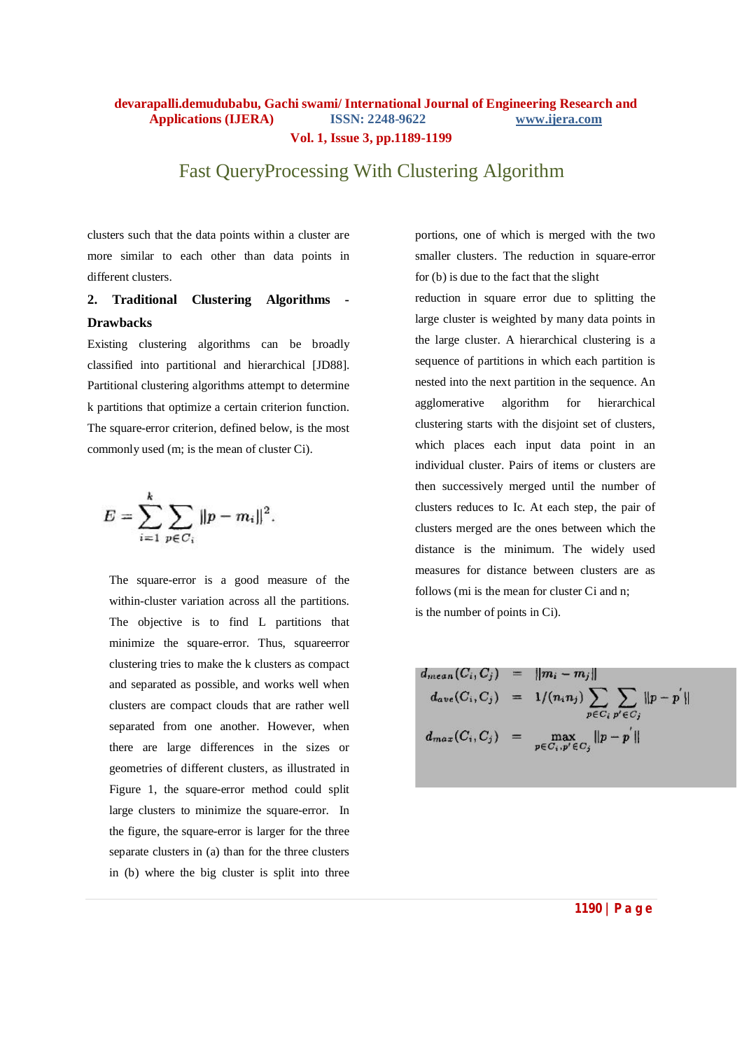# Fast QueryProcessing With Clustering Algorithm

clusters such that the data points within a cluster are more similar to each other than data points in different clusters.

## 2. Traditional Clustering Algorithms - Drawbacks

Existing clustering algorithms can be broadly classified into partitional and hierarchical [JD88]. Partitional clustering algorithms attempt to determine k partitions that optimize a certain criterion function. The square-error criterion, defined below, is the most commonly used (m; is the mean of cluster Ci).

$$E = \sum_{i=1}^{k} \sum_{p \in C_i} \|p - m_i\|^2.$$

The square-error is a good measure of the within-cluster variation across all the partitions. The objective is to find L partitions that minimize the square-error. Thus, squareerror clustering tries to make the k clusters as compact and separated as possible, and works well when clusters are compact clouds that are rather well separated from one another. However, when there are large differences in the sizes or geometries of different clusters, as illustrated in Figure 1, the square-error method could split large clusters to minimize the square-error. In the figure, the square-error is larger for the three separate clusters in (a) than for the three clusters in (b) where the big cluster is split into three portions, one of which is merged with the two smaller clusters. The reduction in square-error for (b) is due to the fact that the slight reduction in square error due to splitting the large cluster is weighted by many data points in the large cluster. A hierarchical clustering is a sequence of partitions in which each partition is nested into the next partition in the sequence. An agglomerative algorithm for hierarchical clustering starts with the disjoint set of clusters, which places each input data point in an individual cluster. Pairs of items or clusters are then successively merged until the number of clusters reduces to Ic. At each step, the pair of clusters merged are the ones between which the distance is the minimum. The widely used measures for distance between clusters are as follows (mi is the mean for cluster Ci and n; is the number of points in Ci).

$$d_{mean}(C_i, C_j) = \|m_i - m_j\|$$

$$d_{ave}(C_i, C_j) = 1/(n_i n_j) \sum_{p \in C_i} \sum_{p' \in C_j} \|p - p'\|$$

$$d_{max}(C_i, C_j) = \max_{p \in C_i, p' \in C_j} \|p - p'\|$$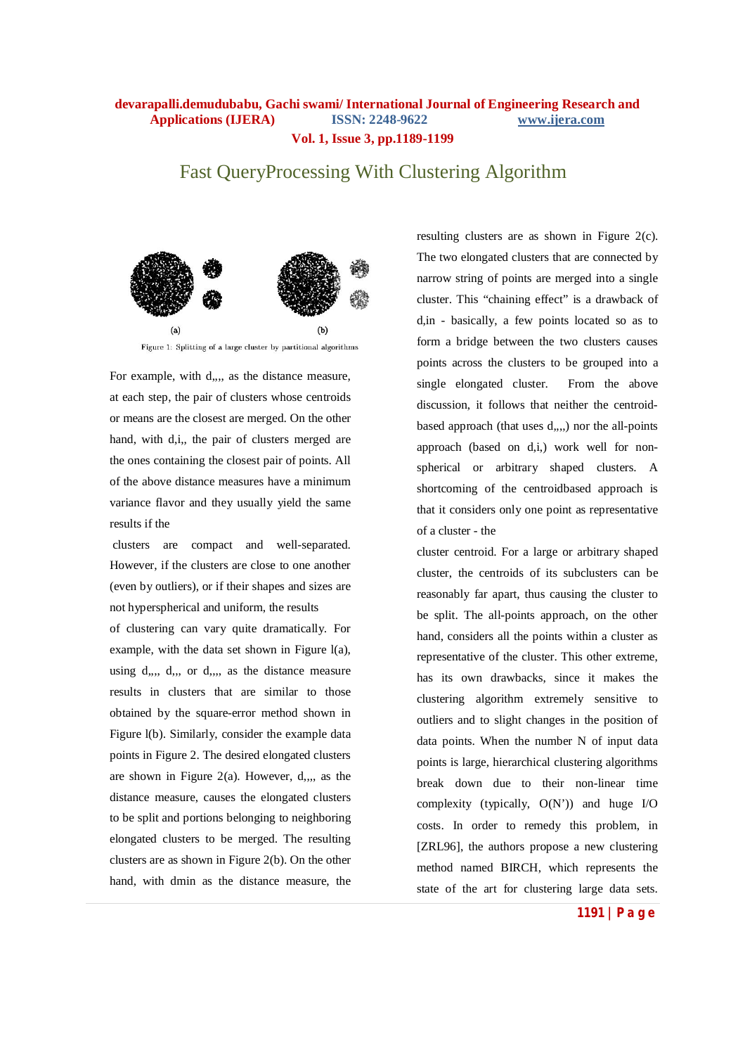# Fast QueryProcessing With Clustering Algorithm

Figure 1: Splitting of a large cluster by partitional algorithms

For example, with d,,,, as the distance measure, at each step, the pair of clusters whose centroids or means are the closest are merged. On the other hand, with d,i,, the pair of clusters merged are the ones containing the closest pair of points. All of the above distance measures have a minimum variance flavor and they usually yield the same results if the

clusters are compact and well-separated. However, if the clusters are close to one another (even by outliers), or if their shapes and sizes are not hyperspherical and uniform, the results

of clustering can vary quite dramatically. For example, with the data set shown in Figure l(a), using d,,,, d,,, or d,,,, as the distance measure results in clusters that are similar to those obtained by the square-error method shown in Figure l(b). Similarly, consider the example data points in Figure 2. The desired elongated clusters are shown in Figure 2(a). However, d,,,, as the distance measure, causes the elongated clusters to be split and portions belonging to neighboring elongated clusters to be merged. The resulting clusters are as shown in Figure 2(b). On the other hand, with dmin as the distance measure, the resulting clusters are as shown in Figure 2(c). The two elongated clusters that are connected by narrow string of points are merged into a single cluster. This "chaining effect" is a drawback of d,in - basically, a few points located so as to form a bridge between the two clusters causes points across the clusters to be grouped into a single elongated cluster. From the above discussion, it follows that neither the centroid-based approach (that uses d,,,,) nor the all-points approach (based on d,i,) work well for non-spherical or arbitrary shaped clusters. A shortcoming of the centroidbased approach is that it considers only one point as representative of a cluster - the

cluster centroid. For a large or arbitrary shaped cluster, the centroids of its subclusters can be reasonably far apart, thus causing the cluster to be split. The all-points approach, on the other hand, considers all the points within a cluster as representative of the cluster. This other extreme, has its own drawbacks, since it makes the clustering algorithm extremely sensitive to outliers and to slight changes in the position of data points. When the number N of input data points is large, hierarchical clustering algorithms break down due to their non-linear time complexity (typically, O(N')) and huge I/O costs. In order to remedy this problem, in [ZRL96], the authors propose a new clustering method named BIRCH, which represents the state of the art for clustering large data sets.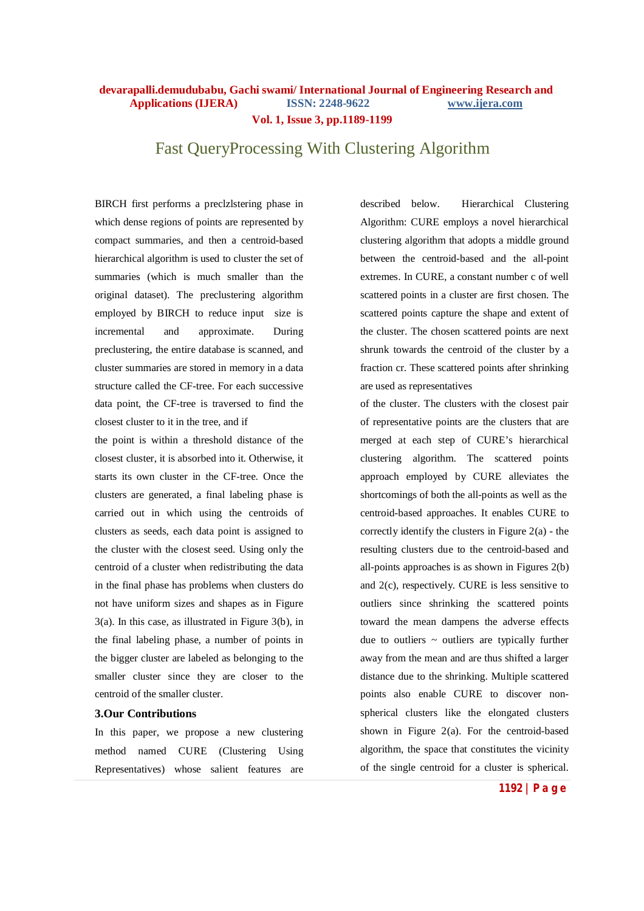BIRCH first performs a preclzlstering phase in which dense regions of points are represented by compact summaries, and then a centroid-based hierarchical algorithm is used to cluster the set of summaries (which is much smaller than the original dataset). The preclustering algorithm employed by BIRCH to reduce input size is incremental and approximate. During preclustering, the entire database is scanned, and cluster summaries are stored in memory in a data structure called the CF-tree. For each successive data point, the CF-tree is traversed to find the closest cluster to it in the tree, and if the point is within a threshold distance of the closest cluster, it is absorbed into it. Otherwise, it starts its own cluster in the CF-tree. Once the clusters are generated, a final labeling phase is carried out in which using the centroids of clusters as seeds, each data point is assigned to the cluster with the closest seed. Using only the centroid of a cluster when redistributing the data in the final phase has problems when clusters do not have uniform sizes and shapes as in Figure 3(a). In this case, as illustrated in Figure 3(b), in the final labeling phase, a number of points in the bigger cluster are labeled as belonging to the smaller cluster since they are closer to the centroid of the smaller cluster.

### 3.Our Contributions

In this paper, we propose a new clustering method named CURE (Clustering Using Representatives) whose salient features are described below. Hierarchical Clustering Algorithm: CURE employs a novel hierarchical clustering algorithm that adopts a middle ground between the centroid-based and the all-point extremes. In CURE, a constant number c of well scattered points in a cluster are first chosen. The scattered points capture the shape and extent of the cluster. The chosen scattered points are next shrunk towards the centroid of the cluster by a fraction cr. These scattered points after shrinking are used as representatives of the cluster. The clusters with the closest pair of representative points are the clusters that are merged at each step of CURE's hierarchical clustering algorithm. The scattered points approach employed by CURE alleviates the shortcomings of both the all-points as well as the centroid-based approaches. It enables CURE to correctly identify the clusters in Figure 2(a) - the resulting clusters due to the centroid-based and all-points approaches is as shown in Figures 2(b) and 2(c), respectively. CURE is less sensitive to outliers since shrinking the scattered points toward the mean dampens the adverse effects due to outliers ~ outliers are typically further away from the mean and are thus shifted a larger distance due to the shrinking. Multiple scattered points also enable CURE to discover non-spherical clusters like the elongated clusters shown in Figure 2(a). For the centroid-based algorithm, the space that constitutes the vicinity of the single centroid for a cluster is spherical.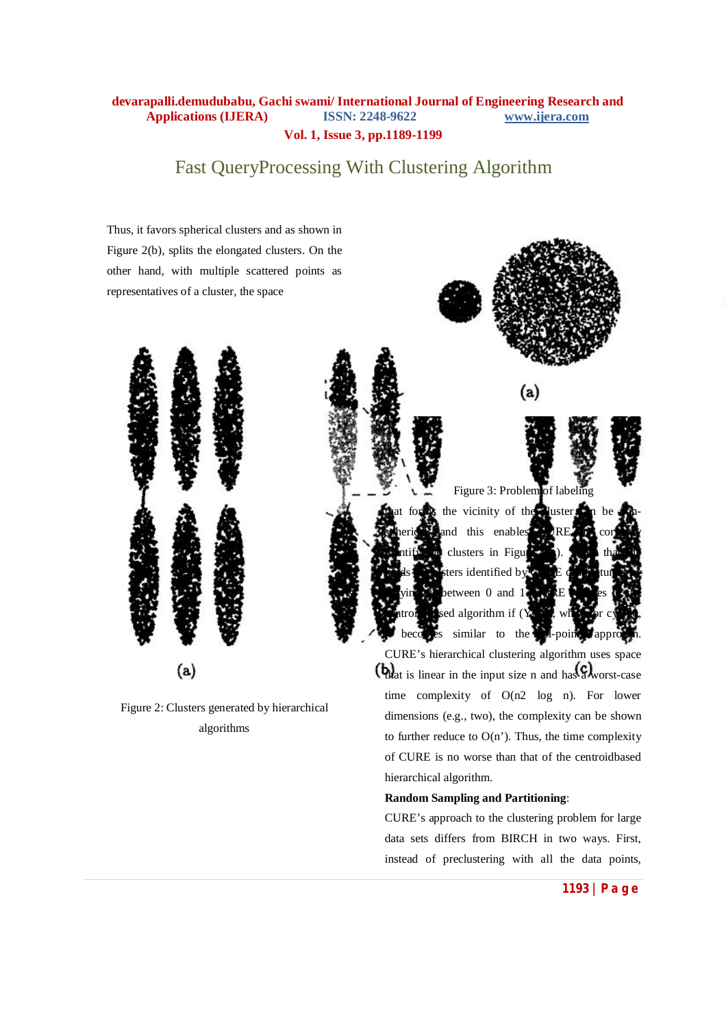Thus, it favors spherical clusters and as shown in Figure 2(b), splits the elongated clusters. On the other hand, with multiple scattered points as representatives of a cluster, the space

(a)

(a) (b) (c)

Figure 2: Clusters generated by hierarchical algorithms

Figure 3: Problem of labeling

that forms the vicinity of the cluster can be non-spherical, and this enables CURE to correctly identify the clusters in Figure 2(a). Note that the kinds of clusters identified by CURE can be tuned by varying α between 0 and 1. CURE reduces to the centroid-based algorithm if (α = 1), while for (α = 0), it becomes similar to the all-points approach. CURE's hierarchical clustering algorithm uses space that is linear in the input size n and has a worst-case time complexity of $O(n2 \log n)$. For lower dimensions (e.g., two), the complexity can be shown to further reduce to $O(n')$. Thus, the time complexity of CURE is no worse than that of the centroidbased hierarchical algorithm.

**Random Sampling and Partitioning**:

CURE's approach to the clustering problem for large data sets differs from BIRCH in two ways. First, instead of preclustering with all the data points,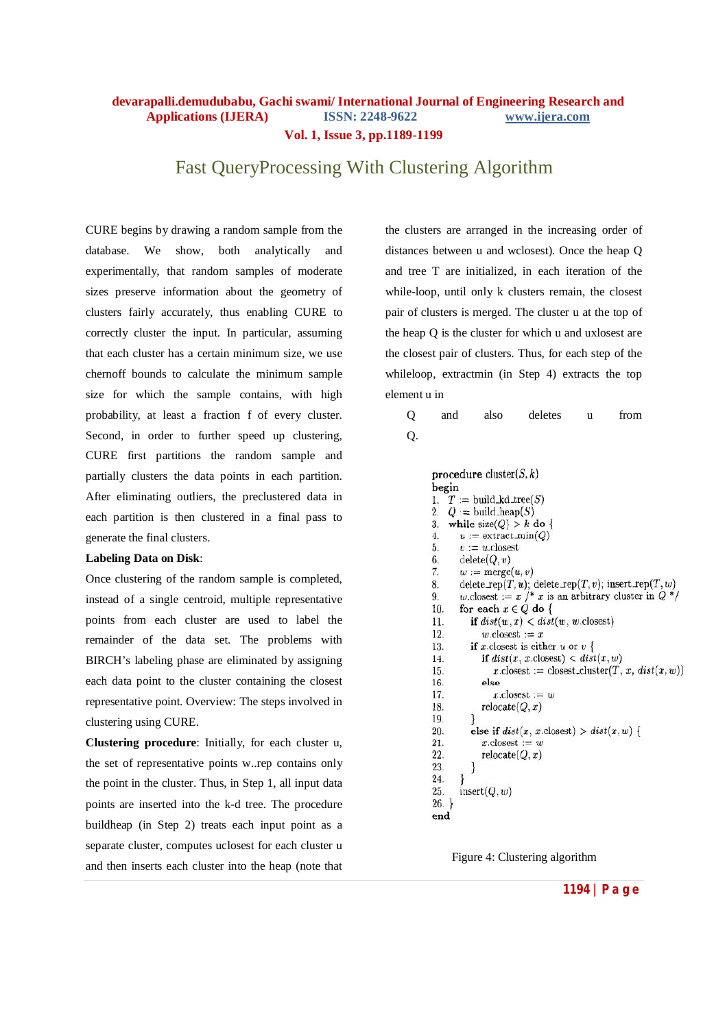CURE begins by drawing a random sample from the database. We show, both analytically and experimentally, that random samples of moderate sizes preserve information about the geometry of clusters fairly accurately, thus enabling CURE to correctly cluster the input. In particular, assuming that each cluster has a certain minimum size, we use chernoff bounds to calculate the minimum sample size for which the sample contains, with high probability, at least a fraction f of every cluster. Second, in order to further speed up clustering, CURE first partitions the random sample and partially clusters the data points in each partition. After eliminating outliers, the preclustered data in each partition is then clustered in a final pass to generate the final clusters.

**Labeling Data on Disk**:

Once clustering of the random sample is completed, instead of a single centroid, multiple representative points from each cluster are used to label the remainder of the data set. The problems with BIRCH's labeling phase are eliminated by assigning each data point to the cluster containing the closest representative point. Overview: The steps involved in clustering using CURE.

**Clustering procedure**: Initially, for each cluster u, the set of representative points w..rep contains only the point in the cluster. Thus, in Step 1, all input data points are inserted into the k-d tree. The procedure buildheap (in Step 2) treats each input point as a separate cluster, computes uclosest for each cluster u and then inserts each cluster into the heap (note that the clusters are arranged in the increasing order of distances between u and wclosest). Once the heap Q and tree T are initialized, in each iteration of the while-loop, until only k clusters remain, the closest pair of clusters is merged. The cluster u at the top of the heap Q is the cluster for which u and uxlosest are the closest pair of clusters. Thus, for each step of the whileloop, extractmin (in Step 4) extracts the top element u in

Q and also deletes u from Q.

```
procedure cluster(S, k)
begin
1.  T := build_kd_tree(S)
2.  Q := build_heap(S)
3.  while size(Q) > k do {
4.     u := extract_min(Q)
5.     v := u.closest
6.     delete(Q, v)
7.     w := merge(u, v)
8.     delete_rep(T, u); delete_rep(T, v); insert_rep(T, w)
9.     w.closest := x /* x is an arbitrary cluster in Q */
10.    for each x ∈ Q do {
11.       if dist(w, x) < dist(w, w.closest)
12.          w.closest := x
13.       if x.closest is either u or v {
14.          if dist(x, x.closest) < dist(x, w)
15.             x.closest := closest_cluster(T, x, dist(x, w))
16.          else
17.             x.closest := w
18.          relocate(Q, x)
19.       }
20.       else if dist(x, x.closest) > dist(x, w) {
21.          x.closest := w
22.          relocate(Q, x)
23.       }
24.    }
25.    insert(Q, w)
26. }
end
```

Figure 4: Clustering algorithm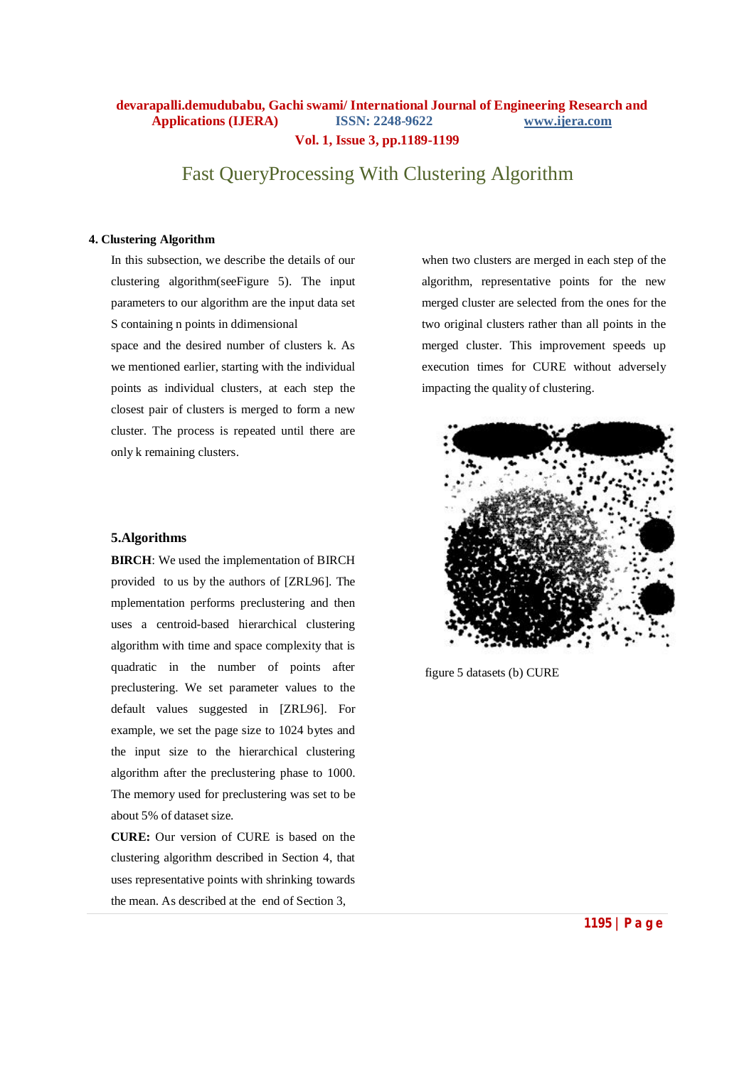# Fast QueryProcessing With Clustering Algorithm

### 4. Clustering Algorithm

In this subsection, we describe the details of our clustering algorithm(seeFigure 5). The input parameters to our algorithm are the input data set S containing n points in ddimensional space and the desired number of clusters k. As we mentioned earlier, starting with the individual points as individual clusters, at each step the closest pair of clusters is merged to form a new cluster. The process is repeated until there are only k remaining clusters.

### 5.Algorithms

**BIRCH**: We used the implementation of BIRCH provided to us by the authors of [ZRL96]. The mplementation performs preclustering and then uses a centroid-based hierarchical clustering algorithm with time and space complexity that is quadratic in the number of points after preclustering. We set parameter values to the default values suggested in [ZRL96]. For example, we set the page size to 1024 bytes and the input size to the hierarchical clustering algorithm after the preclustering phase to 1000. The memory used for preclustering was set to be about 5% of dataset size.

**CURE:** Our version of CURE is based on the clustering algorithm described in Section 4, that uses representative points with shrinking towards the mean. As described at the end of Section 3, when two clusters are merged in each step of the algorithm, representative points for the new merged cluster are selected from the ones for the two original clusters rather than all points in the merged cluster. This improvement speeds up execution times for CURE without adversely impacting the quality of clustering.

figure 5 datasets (b) CURE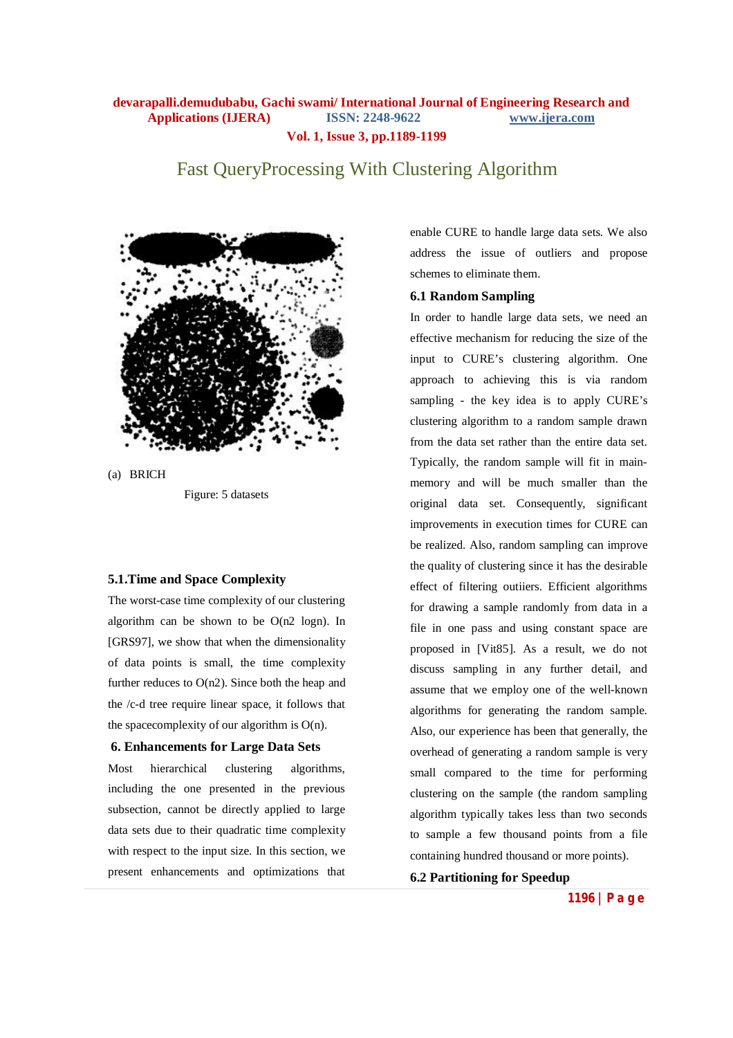(a) BRICH

Figure: 5 datasets

### 5.1.Time and Space Complexity

The worst-case time complexity of our clustering algorithm can be shown to be O(n2 logn). In [GRS97], we show that when the dimensionality of data points is small, the time complexity further reduces to O(n2). Since both the heap and the /c-d tree require linear space, it follows that the spacecomplexity of our algorithm is O(n).

## 6. Enhancements for Large Data Sets

Most hierarchical clustering algorithms, including the one presented in the previous subsection, cannot be directly applied to large data sets due to their quadratic time complexity with respect to the input size. In this section, we present enhancements and optimizations that enable CURE to handle large data sets. We also address the issue of outliers and propose schemes to eliminate them.

### 6.1 Random Sampling

In order to handle large data sets, we need an effective mechanism for reducing the size of the input to CURE's clustering algorithm. One approach to achieving this is via random sampling - the key idea is to apply CURE's clustering algorithm to a random sample drawn from the data set rather than the entire data set. Typically, the random sample will fit in main-memory and will be much smaller than the original data set. Consequently, significant improvements in execution times for CURE can be realized. Also, random sampling can improve the quality of clustering since it has the desirable effect of filtering outiiers. Efficient algorithms for drawing a sample randomly from data in a file in one pass and using constant space are proposed in [Vit85]. As a result, we do not discuss sampling in any further detail, and assume that we employ one of the well-known algorithms for generating the random sample. Also, our experience has been that generally, the overhead of generating a random sample is very small compared to the time for performing clustering on the sample (the random sampling algorithm typically takes less than two seconds to sample a few thousand points from a file containing hundred thousand or more points).

### 6.2 Partitioning for Speedup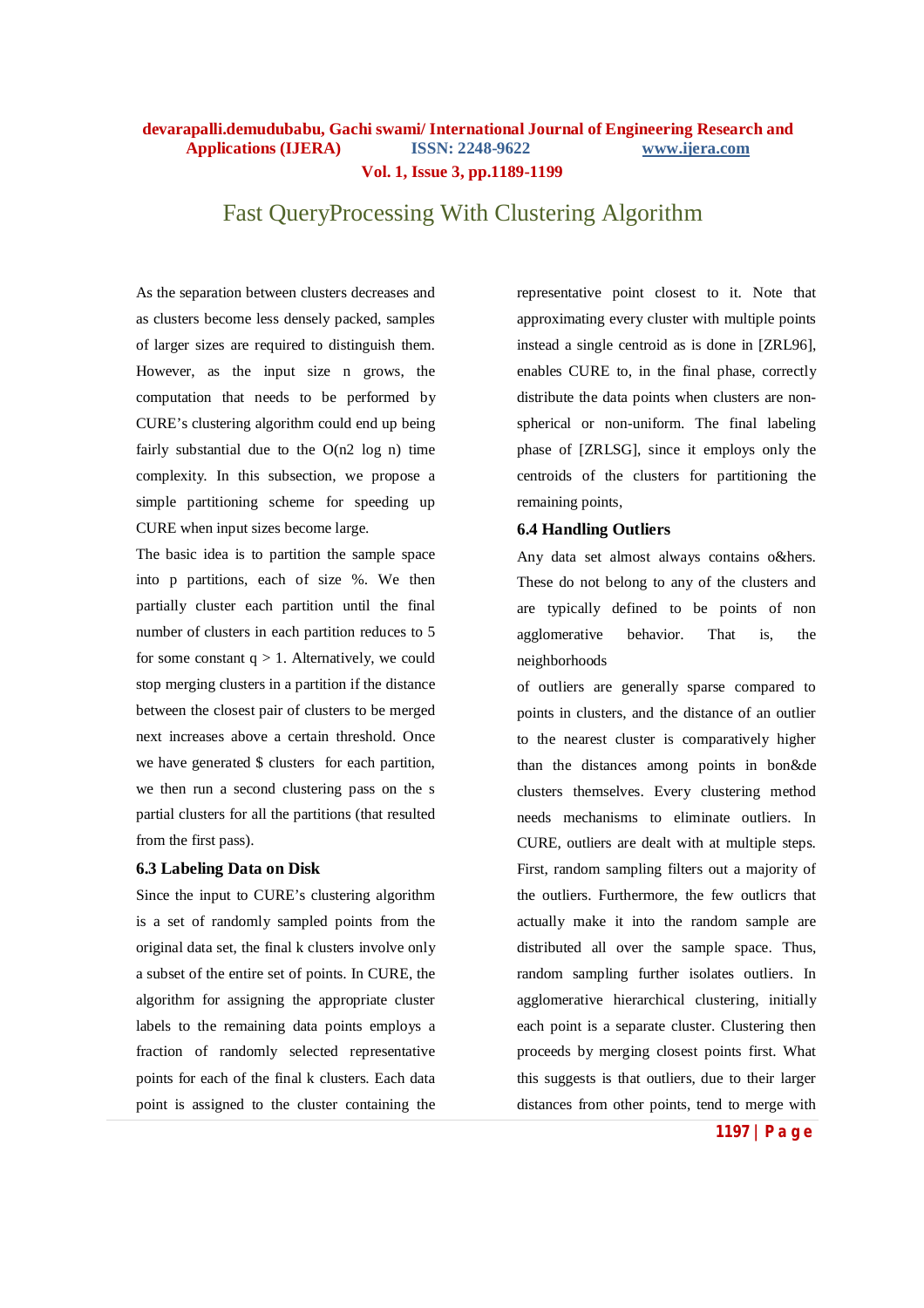As the separation between clusters decreases and as clusters become less densely packed, samples of larger sizes are required to distinguish them. However, as the input size n grows, the computation that needs to be performed by CURE's clustering algorithm could end up being fairly substantial due to the O(n2 log n) time complexity. In this subsection, we propose a simple partitioning scheme for speeding up CURE when input sizes become large.

The basic idea is to partition the sample space into p partitions, each of size %. We then partially cluster each partition until the final number of clusters in each partition reduces to 5 for some constant q > 1. Alternatively, we could stop merging clusters in a partition if the distance between the closest pair of clusters to be merged next increases above a certain threshold. Once we have generated $ clusters for each partition, we then run a second clustering pass on the s partial clusters for all the partitions (that resulted from the first pass).

### 6.3 Labeling Data on Disk

Since the input to CURE's clustering algorithm is a set of randomly sampled points from the original data set, the final k clusters involve only a subset of the entire set of points. In CURE, the algorithm for assigning the appropriate cluster labels to the remaining data points employs a fraction of randomly selected representative points for each of the final k clusters. Each data point is assigned to the cluster containing the representative point closest to it. Note that approximating every cluster with multiple points instead a single centroid as is done in [ZRL96], enables CURE to, in the final phase, correctly distribute the data points when clusters are non-spherical or non-uniform. The final labeling phase of [ZRLSG], since it employs only the centroids of the clusters for partitioning the remaining points,

### 6.4 Handling Outliers

Any data set almost always contains o&hers. These do not belong to any of the clusters and are typically defined to be points of non agglomerative behavior. That is, the neighborhoods of outliers are generally sparse compared to points in clusters, and the distance of an outlier to the nearest cluster is comparatively higher than the distances among points in bon&de clusters themselves. Every clustering method needs mechanisms to eliminate outliers. In CURE, outliers are dealt with at multiple steps. First, random sampling filters out a majority of the outliers. Furthermore, the few outlicrs that actually make it into the random sample are distributed all over the sample space. Thus, random sampling further isolates outliers. In agglomerative hierarchical clustering, initially each point is a separate cluster. Clustering then proceeds by merging closest points first. What this suggests is that outliers, due to their larger distances from other points, tend to merge with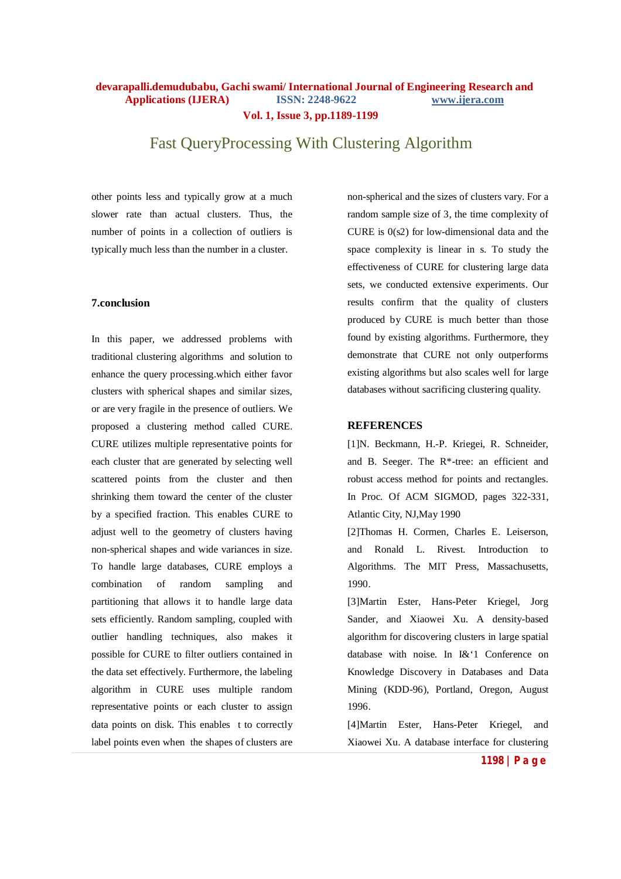other points less and typically grow at a much slower rate than actual clusters. Thus, the number of points in a collection of outliers is typically much less than the number in a cluster.

### 7.conclusion

In this paper, we addressed problems with traditional clustering algorithms and solution to enhance the query processing.which either favor clusters with spherical shapes and similar sizes, or are very fragile in the presence of outliers. We proposed a clustering method called CURE. CURE utilizes multiple representative points for each cluster that are generated by selecting well scattered points from the cluster and then shrinking them toward the center of the cluster by a specified fraction. This enables CURE to adjust well to the geometry of clusters having non-spherical shapes and wide variances in size. To handle large databases, CURE employs a combination of random sampling and partitioning that allows it to handle large data sets efficiently. Random sampling, coupled with outlier handling techniques, also makes it possible for CURE to filter outliers contained in the data set effectively. Furthermore, the labeling algorithm in CURE uses multiple random representative points or each cluster to assign data points on disk. This enables t to correctly label points even when the shapes of clusters are non-spherical and the sizes of clusters vary. For a random sample size of 3, the time complexity of CURE is 0(s2) for low-dimensional data and the space complexity is linear in s. To study the effectiveness of CURE for clustering large data sets, we conducted extensive experiments. Our results confirm that the quality of clusters produced by CURE is much better than those found by existing algorithms. Furthermore, they demonstrate that CURE not only outperforms existing algorithms but also scales well for large databases without sacrificing clustering quality.

### REFERENCES

[1]N. Beckmann, H.-P. Kriegei, R. Schneider, and B. Seeger. The R*-tree: an efficient and robust access method for points and rectangles. In Proc. Of ACM SIGMOD, pages 322-331, Atlantic City, NJ,May 1990

[2]Thomas H. Cormen, Charles E. Leiserson, and Ronald L. Rivest. Introduction to Algorithms. The MIT Press, Massachusetts, 1990.

[3]Martin Ester, Hans-Peter Kriegel, Jorg Sander, and Xiaowei Xu. A density-based algorithm for discovering clusters in large spatial database with noise. In I&'1 Conference on Knowledge Discovery in Databases and Data Mining (KDD-96), Portland, Oregon, August 1996.

[4]Martin Ester, Hans-Peter Kriegel, and Xiaowei Xu. A database interface for clustering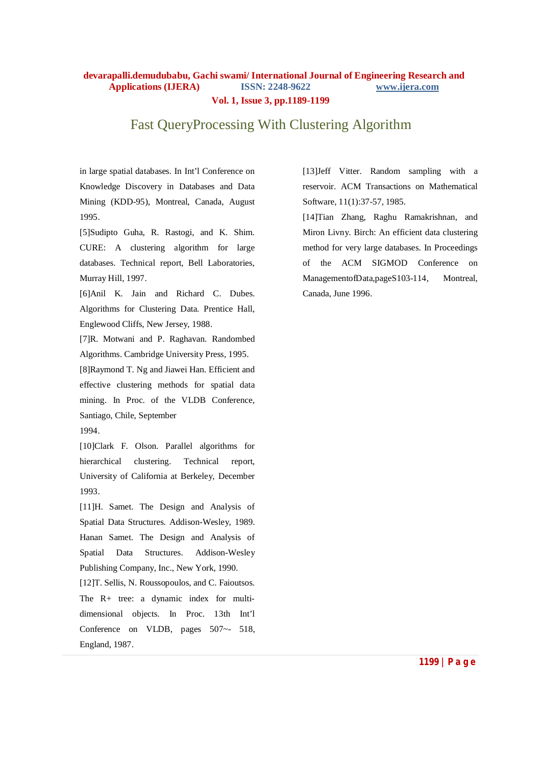in large spatial databases. In Int'l Conference on Knowledge Discovery in Databases and Data Mining (KDD-95), Montreal, Canada, August 1995.

[5]Sudipto Guha, R. Rastogi, and K. Shim. CURE: A clustering algorithm for large databases. Technical report, Bell Laboratories, Murray Hill, 1997.

[6]Anil K. Jain and Richard C. Dubes. Algorithms for Clustering Data. Prentice Hall, Englewood Cliffs, New Jersey, 1988.

[7]R. Motwani and P. Raghavan. Randombed Algorithms. Cambridge University Press, 1995.

[8]Raymond T. Ng and Jiawei Han. Efficient and effective clustering methods for spatial data mining. In Proc. of the VLDB Conference, Santiago, Chile, September

1994.

[10]Clark F. Olson. Parallel algorithms for hierarchical clustering. Technical report, University of California at Berkeley, December 1993.

[11]H. Samet. The Design and Analysis of Spatial Data Structures. Addison-Wesley, 1989. Hanan Samet. The Design and Analysis of Spatial Data Structures. Addison-Wesley Publishing Company, Inc., New York, 1990.

[12]T. Sellis, N. Roussopoulos, and C. Faioutsos. The R+ tree: a dynamic index for multi-dimensional objects. In Proc. 13th Int'l Conference on VLDB, pages 507~- 518, England, 1987.

[13]Jeff Vitter. Random sampling with a reservoir. ACM Transactions on Mathematical Software, 11(1):37-57, 1985.

[14]Tian Zhang, Raghu Ramakrishnan, and Miron Livny. Birch: An efficient data clustering method for very large databases. In Proceedings of the ACM SIGMOD Conference on ManagementofData,pageS103-114, Montreal, Canada, June 1996.